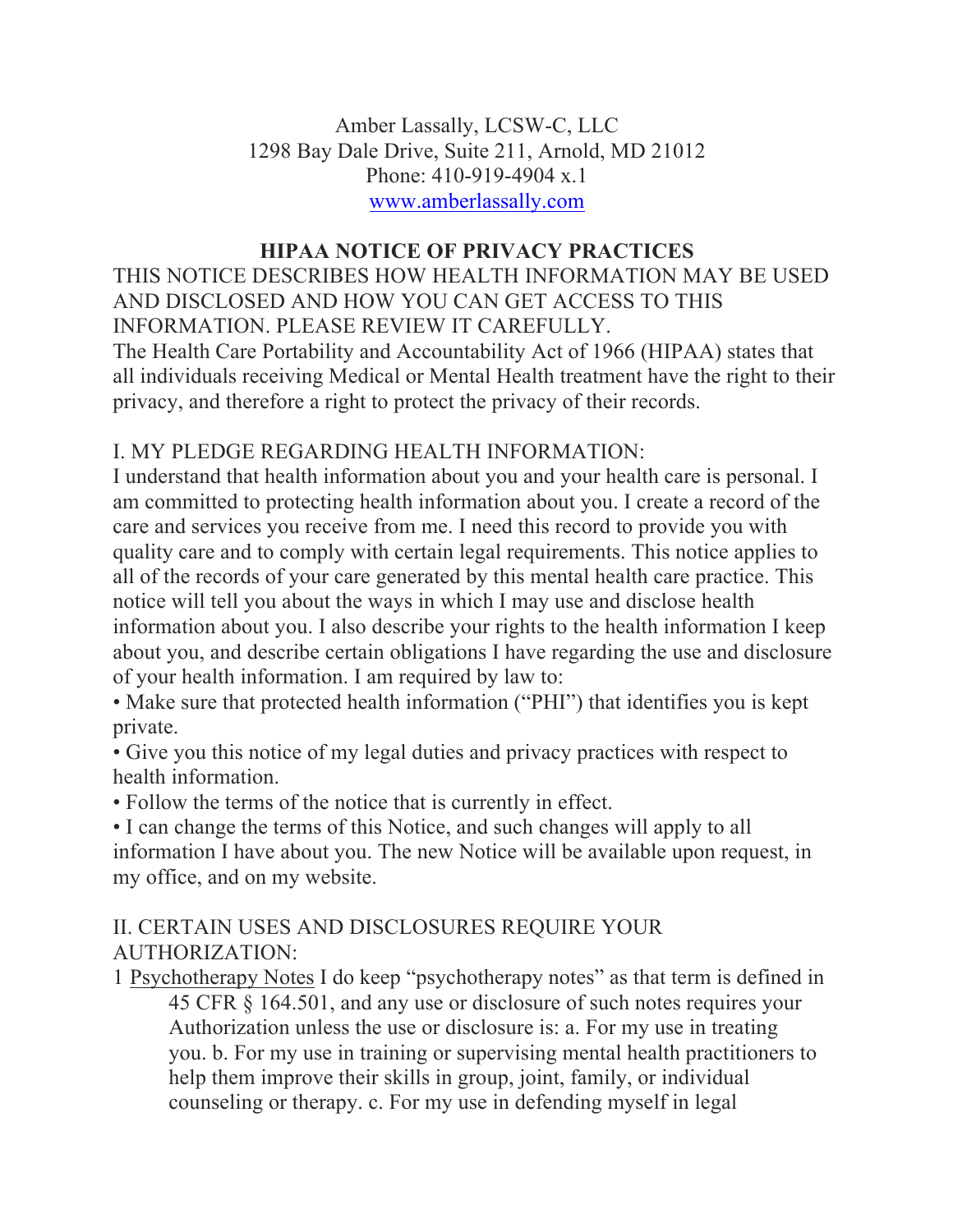Amber Lassally, LCSW-C, LLC
1298 Bay Dale Drive, Suite 211, Arnold, MD 21012
Phone: 410-919-4904 x.1
www.amberlassally.com

# HIPAA NOTICE OF PRIVACY PRACTICES

THIS NOTICE DESCRIBES HOW HEALTH INFORMATION MAY BE USED AND DISCLOSED AND HOW YOU CAN GET ACCESS TO THIS INFORMATION. PLEASE REVIEW IT CAREFULLY.

The Health Care Portability and Accountability Act of 1966 (HIPAA) states that all individuals receiving Medical or Mental Health treatment have the right to their privacy, and therefore a right to protect the privacy of their records.

## I. MY PLEDGE REGARDING HEALTH INFORMATION:

I understand that health information about you and your health care is personal. I am committed to protecting health information about you. I create a record of the care and services you receive from me. I need this record to provide you with quality care and to comply with certain legal requirements. This notice applies to all of the records of your care generated by this mental health care practice. This notice will tell you about the ways in which I may use and disclose health information about you. I also describe your rights to the health information I keep about you, and describe certain obligations I have regarding the use and disclosure of your health information. I am required by law to:

- Make sure that protected health information ("PHI") that identifies you is kept private.
- Give you this notice of my legal duties and privacy practices with respect to health information.
- Follow the terms of the notice that is currently in effect.
- I can change the terms of this Notice, and such changes will apply to all information I have about you. The new Notice will be available upon request, in my office, and on my website.

## II. CERTAIN USES AND DISCLOSURES REQUIRE YOUR AUTHORIZATION:

1 Psychotherapy Notes I do keep "psychotherapy notes" as that term is defined in 45 CFR § 164.501, and any use or disclosure of such notes requires your Authorization unless the use or disclosure is: a. For my use in treating you. b. For my use in training or supervising mental health practitioners to help them improve their skills in group, joint, family, or individual counseling or therapy. c. For my use in defending myself in legal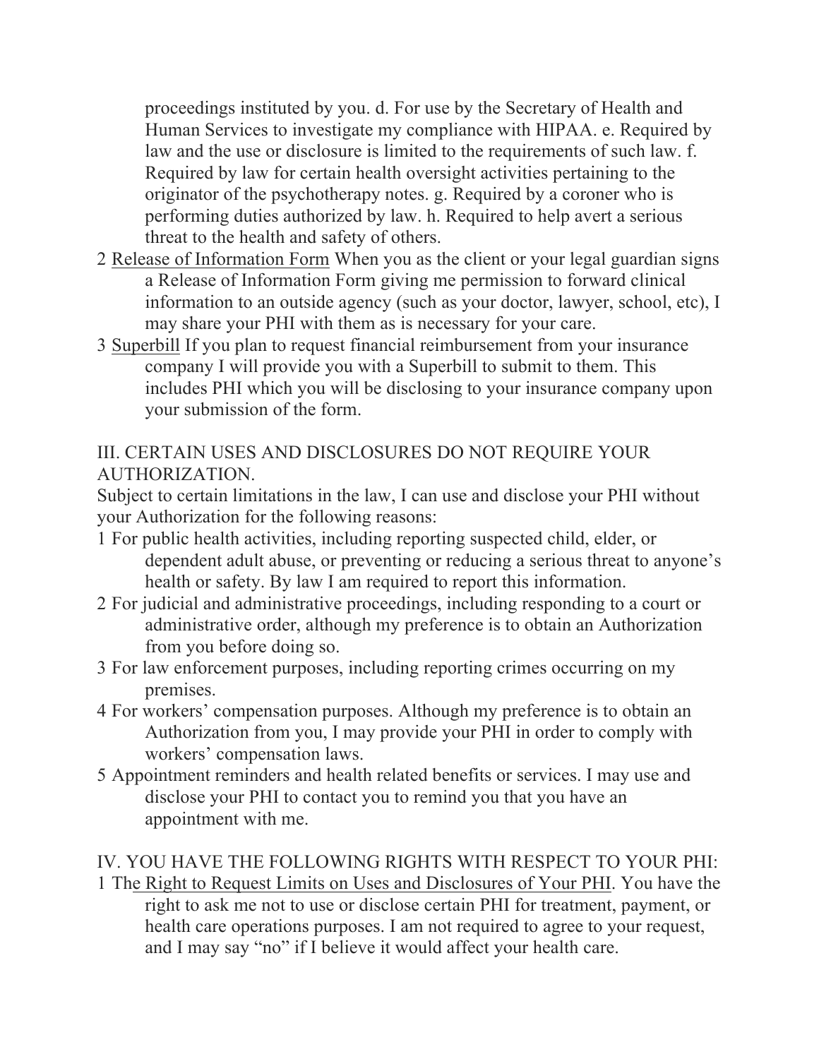proceedings instituted by you. d. For use by the Secretary of Health and Human Services to investigate my compliance with HIPAA. e. Required by law and the use or disclosure is limited to the requirements of such law. f. Required by law for certain health oversight activities pertaining to the originator of the psychotherapy notes. g. Required by a coroner who is performing duties authorized by law. h. Required to help avert a serious threat to the health and safety of others.

2 Release of Information Form When you as the client or your legal guardian signs a Release of Information Form giving me permission to forward clinical information to an outside agency (such as your doctor, lawyer, school, etc), I may share your PHI with them as is necessary for your care.

3 Superbill If you plan to request financial reimbursement from your insurance company I will provide you with a Superbill to submit to them. This includes PHI which you will be disclosing to your insurance company upon your submission of the form.

III. CERTAIN USES AND DISCLOSURES DO NOT REQUIRE YOUR AUTHORIZATION.

Subject to certain limitations in the law, I can use and disclose your PHI without your Authorization for the following reasons:

1 For public health activities, including reporting suspected child, elder, or dependent adult abuse, or preventing or reducing a serious threat to anyone's health or safety. By law I am required to report this information.

2 For judicial and administrative proceedings, including responding to a court or administrative order, although my preference is to obtain an Authorization from you before doing so.

3 For law enforcement purposes, including reporting crimes occurring on my premises.

4 For workers' compensation purposes. Although my preference is to obtain an Authorization from you, I may provide your PHI in order to comply with workers' compensation laws.

5 Appointment reminders and health related benefits or services. I may use and disclose your PHI to contact you to remind you that you have an appointment with me.

IV. YOU HAVE THE FOLLOWING RIGHTS WITH RESPECT TO YOUR PHI:

1 The Right to Request Limits on Uses and Disclosures of Your PHI. You have the right to ask me not to use or disclose certain PHI for treatment, payment, or health care operations purposes. I am not required to agree to your request, and I may say "no" if I believe it would affect your health care.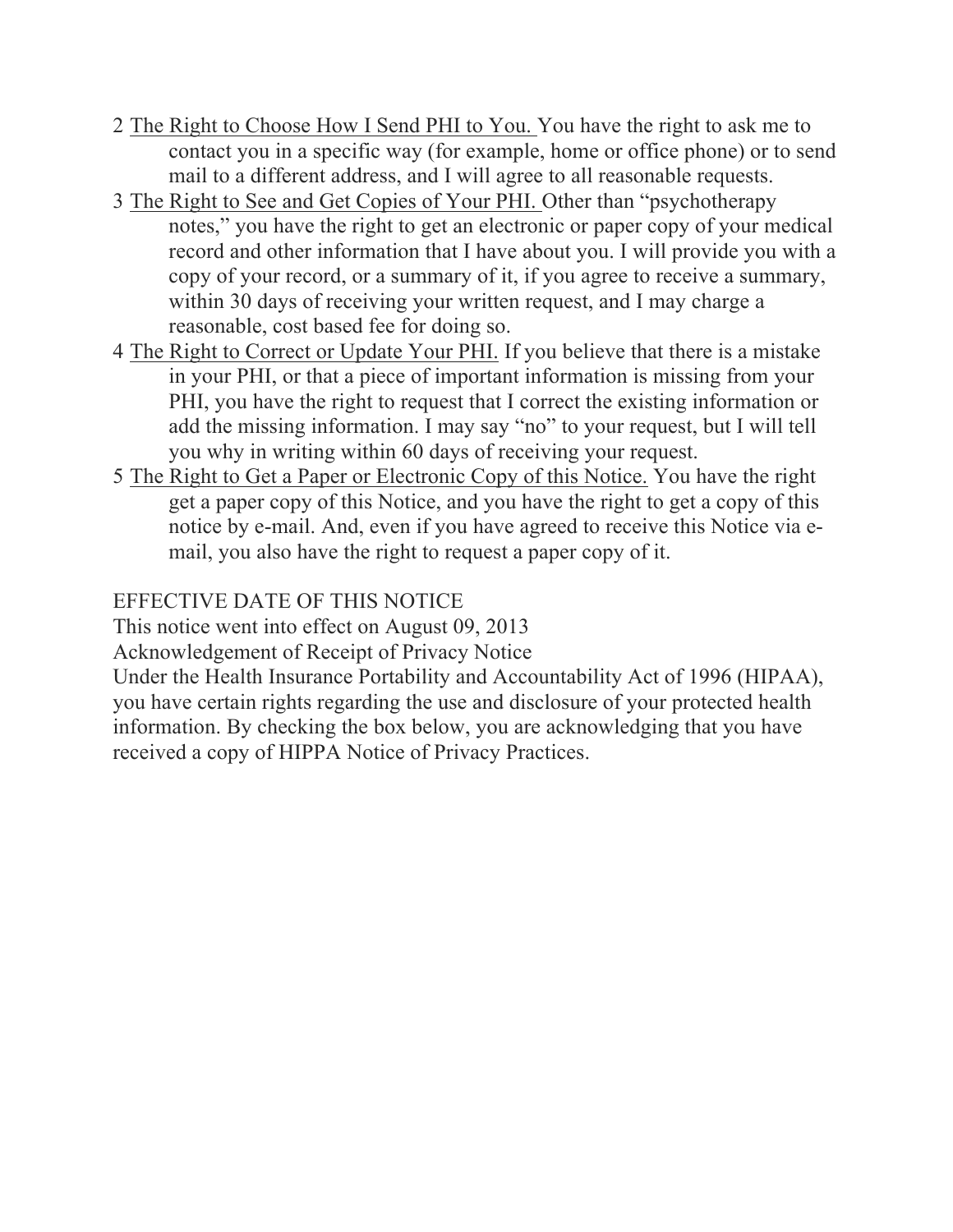2 <u>The Right to Choose How I Send PHI to You.</u> You have the right to ask me to contact you in a specific way (for example, home or office phone) or to send mail to a different address, and I will agree to all reasonable requests.

3 <u>The Right to See and Get Copies of Your PHI.</u> Other than "psychotherapy notes," you have the right to get an electronic or paper copy of your medical record and other information that I have about you. I will provide you with a copy of your record, or a summary of it, if you agree to receive a summary, within 30 days of receiving your written request, and I may charge a reasonable, cost based fee for doing so.

4 <u>The Right to Correct or Update Your PHI.</u> If you believe that there is a mistake in your PHI, or that a piece of important information is missing from your PHI, you have the right to request that I correct the existing information or add the missing information. I may say "no" to your request, but I will tell you why in writing within 60 days of receiving your request.

5 <u>The Right to Get a Paper or Electronic Copy of this Notice.</u> You have the right get a paper copy of this Notice, and you have the right to get a copy of this notice by e-mail. And, even if you have agreed to receive this Notice via e-mail, you also have the right to request a paper copy of it.

EFFECTIVE DATE OF THIS NOTICE

This notice went into effect on August 09, 2013

Acknowledgement of Receipt of Privacy Notice

Under the Health Insurance Portability and Accountability Act of 1996 (HIPAA), you have certain rights regarding the use and disclosure of your protected health information. By checking the box below, you are acknowledging that you have received a copy of HIPPA Notice of Privacy Practices.